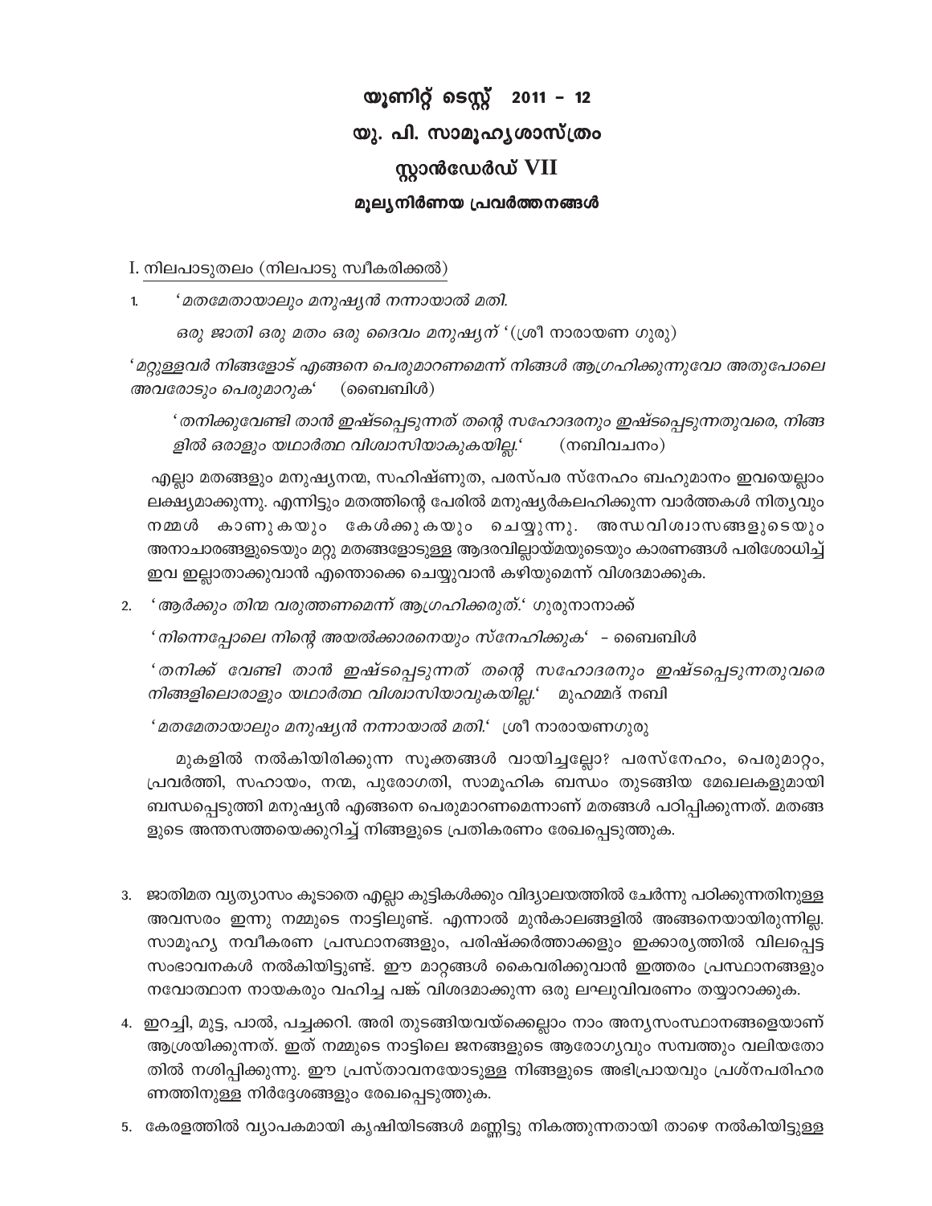# യൂണിറ്റ് ടെസ്റ്റ് 2011 – 12

## യു. പി. സാമൂഹ്യശാസ്ത്രം

## സ്റ്റാൻഡേർഡ് VII

### മൂല്യനിർണയ പ്രവർത്തനങ്ങൾ

I. നിലപാടുതലം (നിലപാടു സ്വീകരിക്കൽ)

1. *'മതമേതായാലും മനുഷ്യൻ നന്നായാൽ മതി.*

   *ഒരു ജാതി ഒരു മതം ഒരു ദൈവം മനുഷ്യന്* '(ശ്രീ നാരായണ ഗുരു)

*'മറ്റുള്ളവർ നിങ്ങളോട് എങ്ങനെ പെരുമാറണമെന്ന് നിങ്ങൾ ആഗ്രഹിക്കുന്നുവോ അതുപോലെ അവരോടും പെരുമാറുക'* (ബൈബിൾ)

*'തനിക്കുവേണ്ടി താൻ ഇഷ്ടപ്പെടുന്നത് തന്റെ സഹോദരനും ഇഷ്ടപ്പെടുന്നതുവരെ, നിങ്ങളിൽ ഒരാളും യഥാർത്ഥ വിശ്വാസിയാകുകയില്ല.'* (നബിവചനം)

എല്ലാ മതങ്ങളും മനുഷ്യനന്മ, സഹിഷ്ണുത, പരസ്പര സ്നേഹം ബഹുമാനം ഇവയെല്ലാം ലക്ഷ്യമാക്കുന്നു. എന്നിട്ടും മതത്തിന്റെ പേരിൽ മനുഷ്യർകലഹിക്കുന്ന വാർത്തകൾ നിത്യവും നമ്മൾ കാണുകയും കേൾക്കുകയും ചെയ്യുന്നു. അന്ധവിശ്വാസങ്ങളുടെയും അനാചാരങ്ങളുടെയും മറ്റു മതങ്ങളോടുള്ള ആദരവില്ലായ്മയുടെയും കാരണങ്ങൾ പരിശോധിച്ച് ഇവ ഇല്ലാതാക്കുവാൻ എന്തൊക്കെ ചെയ്യുവാൻ കഴിയുമെന്ന് വിശദമാക്കുക.

2. *'ആർക്കും തിന്മ വരുത്തണമെന്ന് ആഗ്രഹിക്കരുത്.'* ഗുരുനാനാക്ക്

   *'നിന്നെപ്പോലെ നിന്റെ അയൽക്കാരനെയും സ്നേഹിക്കുക'* – ബൈബിൾ

   *'തനിക്ക് വേണ്ടി താൻ ഇഷ്ടപ്പെടുന്നത് തന്റെ സഹോദരനും ഇഷ്ടപ്പെടുന്നതുവരെ നിങ്ങളിലൊരാളും യഥാർത്ഥ വിശ്വാസിയാവുകയില്ല.'* മുഹമ്മദ് നബി

   *'മതമേതായാലും മനുഷ്യൻ നന്നായാൽ മതി.'* ശ്രീ നാരായണഗുരു

   മുകളിൽ നൽകിയിരിക്കുന്ന സൂക്തങ്ങൾ വായിച്ചല്ലോ? പരസ്നേഹം, പെരുമാറ്റം, പ്രവർത്തി, സഹായം, നന്മ, പുരോഗതി, സാമൂഹിക ബന്ധം തുടങ്ങിയ മേഖലകളുമായി ബന്ധപ്പെടുത്തി മനുഷ്യൻ എങ്ങനെ പെരുമാറണമെന്നാണ് മതങ്ങൾ പഠിപ്പിക്കുന്നത്. മതങ്ങളുടെ അന്തസത്തയെക്കുറിച്ച് നിങ്ങളുടെ പ്രതികരണം രേഖപ്പെടുത്തുക.

3. ജാതിമത വ്യത്യാസം കൂടാതെ എല്ലാ കുട്ടികൾക്കും വിദ്യാലയത്തിൽ ചേർന്നു പഠിക്കുന്നതിനുള്ള അവസരം ഇന്നു നമ്മുടെ നാട്ടിലുണ്ട്. എന്നാൽ മുൻകാലങ്ങളിൽ അങ്ങനെയായിരുന്നില്ല. സാമൂഹ്യ നവീകരണ പ്രസ്ഥാനങ്ങളും, പരിഷ്കർത്താക്കളും ഇക്കാര്യത്തിൽ വിലപ്പെട്ട സംഭാവനകൾ നൽകിയിട്ടുണ്ട്. ഈ മാറ്റങ്ങൾ കൈവരിക്കുവാൻ ഇത്തരം പ്രസ്ഥാനങ്ങളും നവോത്ഥാന നായകരും വഹിച്ച പങ്ക് വിശദമാക്കുന്ന ഒരു ലഘുവിവരണം തയ്യാറാക്കുക.

4. ഇറച്ചി, മുട്ട, പാൽ, പച്ചക്കറി. അരി തുടങ്ങിയവയ്ക്കെല്ലാം നാം അന്യസംസ്ഥാനങ്ങളെയാണ് ആശ്രയിക്കുന്നത്. ഇത് നമ്മുടെ നാട്ടിലെ ജനങ്ങളുടെ ആരോഗ്യവും സമ്പത്തും വലിയതോതിൽ നശിപ്പിക്കുന്നു. ഈ പ്രസ്താവനയോടുള്ള നിങ്ങളുടെ അഭിപ്രായവും പ്രശ്നപരിഹരണത്തിനുള്ള നിർദ്ദേശങ്ങളും രേഖപ്പെടുത്തുക.

5. കേരളത്തിൽ വ്യാപകമായി കൃഷിയിടങ്ങൾ മണ്ണിട്ടു നികത്തുന്നതായി താഴെ നൽകിയിട്ടുള്ള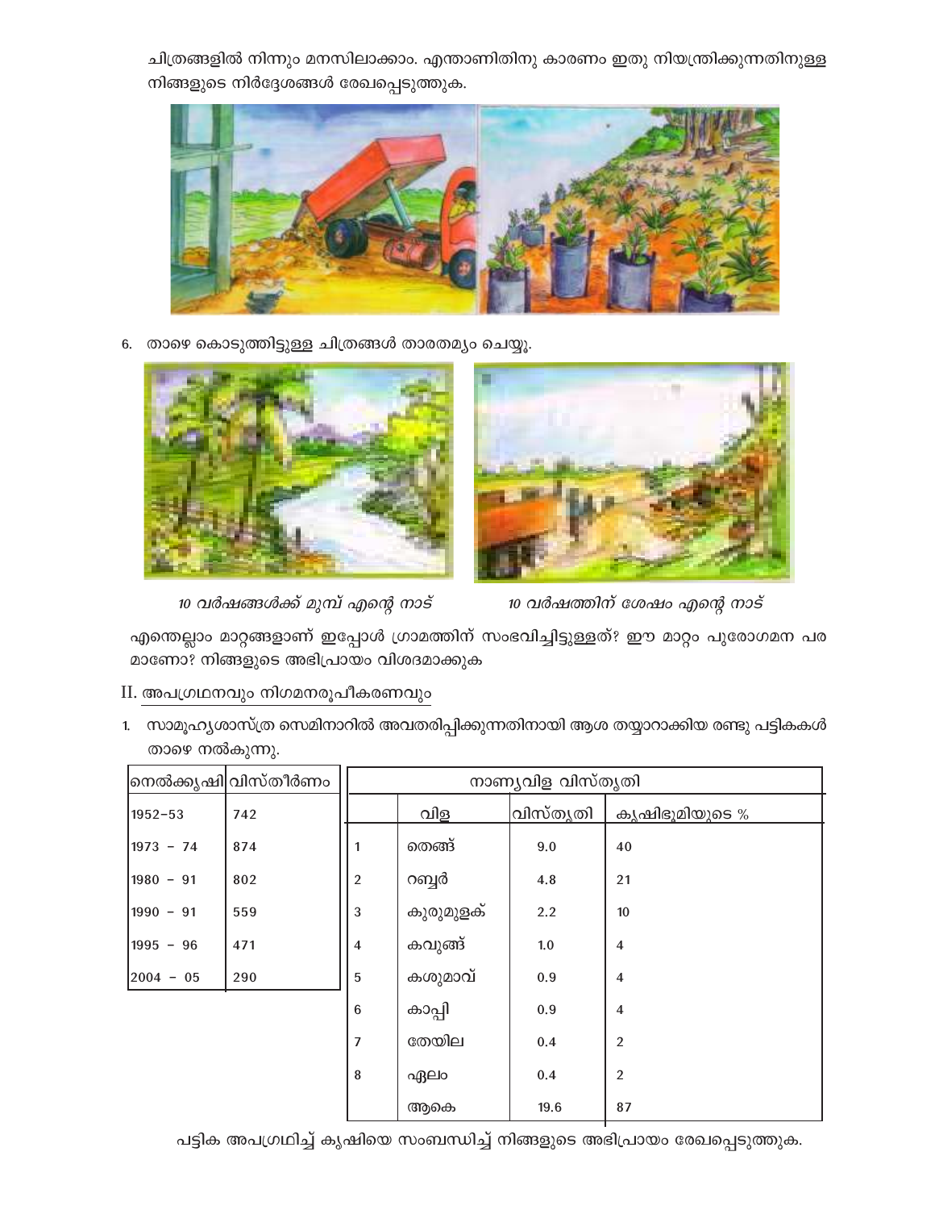ചിത്രങ്ങളിൽ നിന്നും മനസിലാക്കാം. എന്താണിതിനു കാരണം ഇതു നിയന്ത്രിക്കുന്നതിനുള്ള നിങ്ങളുടെ നിർദ്ദേശങ്ങൾ രേഖപ്പെടുത്തുക.

6. താഴെ കൊടുത്തിട്ടുള്ള ചിത്രങ്ങൾ താരതമ്യം ചെയ്യൂ.

*10 വർഷങ്ങൾക്ക് മുമ്പ് എന്റെ നാട്*

*10 വർഷത്തിന് ശേഷം എന്റെ നാട്*

എന്തെല്ലാം മാറ്റങ്ങളാണ് ഇപ്പോൾ ഗ്രാമത്തിന് സംഭവിച്ചിട്ടുള്ളത്? ഈ മാറ്റം പുരോഗമന പരമാണോ? നിങ്ങളുടെ അഭിപ്രായം വിശദമാക്കുക

## II. അപഗ്രഥനവും നിഗമനരൂപീകരണവും

1. സാമൂഹ്യശാസ്ത്ര സെമിനാറിൽ അവതരിപ്പിക്കുന്നതിനായി ആശ തയ്യാറാക്കിയ രണ്ടു പട്ടികകൾ താഴെ നൽകുന്നു.

| നെൽക്കൃഷി | വിസ്തീർണം |
|---|---|
| 1952–53 | 742 |
| 1973 – 74 | 874 |
| 1980 – 91 | 802 |
| 1990 – 91 | 559 |
| 1995 – 96 | 471 |
| 2004 – 05 | 290 |

| നാണ്യവിള വിസ്തൃതി | | | |
|---|---|---|---|
| | വിള | വിസ്തൃതി | കൃഷിഭൂമിയുടെ % |
| 1 | തെങ്ങ് | 9.0 | 40 |
| 2 | റബ്ബർ | 4.8 | 21 |
| 3 | കുരുമുളക് | 2.2 | 10 |
| 4 | കവുങ്ങ് | 1.0 | 4 |
| 5 | കശുമാവ് | 0.9 | 4 |
| 6 | കാപ്പി | 0.9 | 4 |
| 7 | തേയില | 0.4 | 2 |
| 8 | ഏലം | 0.4 | 2 |
| | ആകെ | 19.6 | 87 |

പട്ടിക അപഗ്രഥിച്ച് കൃഷിയെ സംബന്ധിച്ച് നിങ്ങളുടെ അഭിപ്രായം രേഖപ്പെടുത്തുക.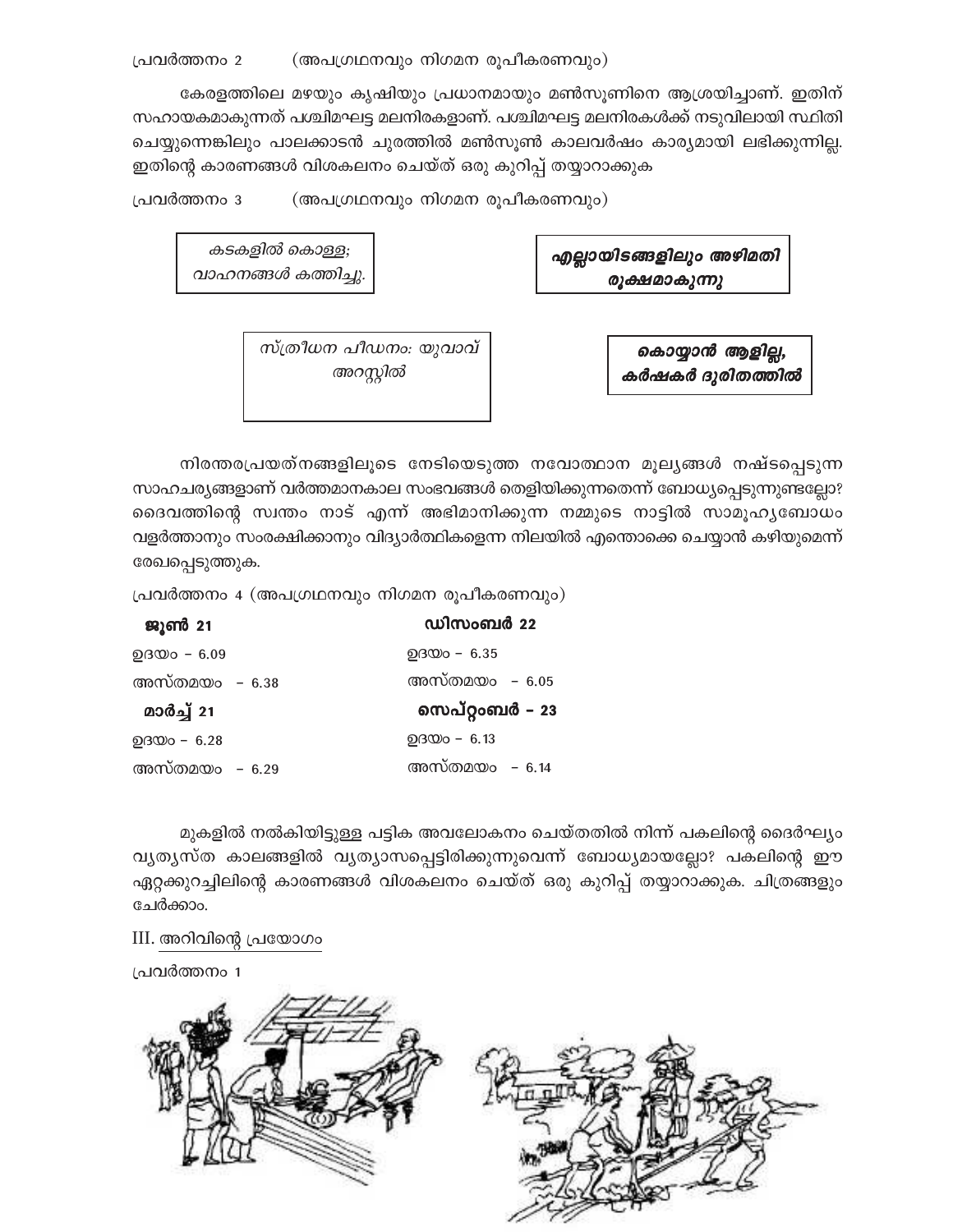പ്രവർത്തനം 2 (അപഗ്രഥനവും നിഗമന രൂപീകരണവും)

കേരളത്തിലെ മഴയും കൃഷിയും പ്രധാനമായും മൺസൂണിനെ ആശ്രയിച്ചാണ്. ഇതിന് സഹായകമാകുന്നത് പശ്ചിമഘട്ട മലനിരകളാണ്. പശ്ചിമഘട്ട മലനിരകൾക്ക് നടുവിലായി സ്ഥിതി ചെയ്യുന്നെങ്കിലും പാലക്കാടൻ ചുരത്തിൽ മൺസൂൺ കാലവർഷം കാര്യമായി ലഭിക്കുന്നില്ല. ഇതിന്റെ കാരണങ്ങൾ വിശകലനം ചെയ്ത് ഒരു കുറിപ്പ് തയ്യാറാക്കുക

പ്രവർത്തനം 3 (അപഗ്രഥനവും നിഗമന രൂപീകരണവും)

*കടകളിൽ കൊള്ള; വാഹനങ്ങൾ കത്തിച്ചു.*

***എല്ലായിടങ്ങളിലും അഴിമതി രൂക്ഷമാകുന്നു***

*സ്ത്രീധന പീഢനം: യുവാവ് അറസ്റ്റിൽ*

**കൊയ്യാൻ ആളില്ല, കർഷകർ ദുരിതത്തിൽ**

നിരന്തരപ്രയത്നങ്ങളിലൂടെ നേടിയെടുത്ത നവോത്ഥാന മൂല്യങ്ങൾ നഷ്ടപ്പെടുന്ന സാഹചര്യങ്ങളാണ് വർത്തമാനകാല സംഭവങ്ങൾ തെളിയിക്കുന്നതെന്ന് ബോധ്യപ്പെടുന്നുണ്ടല്ലോ? ദൈവത്തിന്റെ സ്വന്തം നാട് എന്ന് അഭിമാനിക്കുന്ന നമ്മുടെ നാട്ടിൽ സാമൂഹ്യബോധം വളർത്താനും സംരക്ഷിക്കാനും വിദ്യാർത്ഥികളെന്ന നിലയിൽ എന്തൊക്കെ ചെയ്യാൻ കഴിയുമെന്ന് രേഖപ്പെടുത്തുക.

പ്രവർത്തനം 4 (അപഗ്രഥനവും നിഗമന രൂപീകരണവും)

| **ജൂൺ 21** | **ഡിസംബർ 22** |
|---|---|
| ഉദയം – 6.09 | ഉദയം – 6.35 |
| അസ്തമയം – 6.38 | അസ്തമയം – 6.05 |
| **മാർച്ച് 21** | **സെപ്റ്റംബർ – 23** |
| ഉദയം – 6.28 | ഉദയം – 6.13 |
| അസ്തമയം – 6.29 | അസ്തമയം – 6.14 |

മുകളിൽ നൽകിയിട്ടുള്ള പട്ടിക അവലോകനം ചെയ്തതിൽ നിന്ന് പകലിന്റെ ദൈർഘ്യം വ്യത്യസ്ത കാലങ്ങളിൽ വ്യത്യാസപ്പെട്ടിരിക്കുന്നുവെന്ന് ബോധ്യമായല്ലോ? പകലിന്റെ ഈ ഏറ്റക്കുറച്ചിലിന്റെ കാരണങ്ങൾ വിശകലനം ചെയ്ത് ഒരു കുറിപ്പ് തയ്യാറാക്കുക. ചിത്രങ്ങളും ചേർക്കാം.

## III. അറിവിന്റെ പ്രയോഗം

പ്രവർത്തനം 1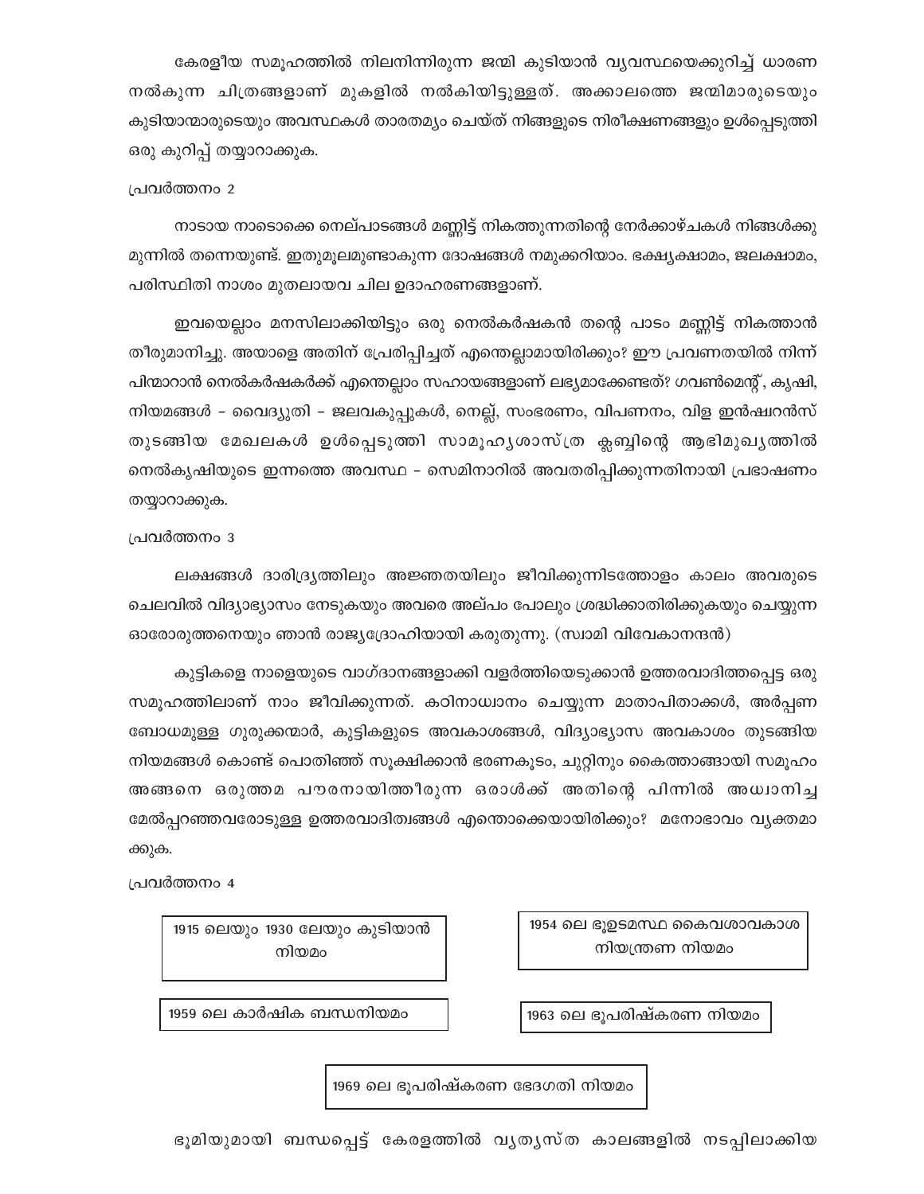കേരളീയ സമൂഹത്തിൽ നിലനിന്നിരുന്ന ജന്മി കുടിയാൻ വ്യവസ്ഥയെക്കുറിച്ച് ധാരണ നൽകുന്ന ചിത്രങ്ങളാണ് മുകളിൽ നൽകിയിട്ടുള്ളത്. അക്കാലത്തെ ജന്മിമാരുടെയും കുടിയാന്മാരുടെയും അവസ്ഥകൾ താരതമ്യം ചെയ്ത് നിങ്ങളുടെ നിരീക്ഷണങ്ങളും ഉൾപ്പെടുത്തി ഒരു കുറിപ്പ് തയ്യാറാക്കുക.

പ്രവർത്തനം 2

നാടായ നാടൊക്കെ നെല്പാടങ്ങൾ മണ്ണിട്ട് നികത്തുന്നതിന്റെ നേർക്കാഴ്ചകൾ നിങ്ങൾക്കു മുന്നിൽ തന്നെയുണ്ട്. ഇതുമൂലമുണ്ടാകുന്ന ദോഷങ്ങൾ നമുക്കറിയാം. ഭക്ഷ്യക്ഷാമം, ജലക്ഷാമം, പരിസ്ഥിതി നാശം മുതലായവ ചില ഉദാഹരണങ്ങളാണ്.

ഇവയെല്ലാം മനസിലാക്കിയിട്ടും ഒരു നെൽകർഷകൻ തന്റെ പാടം മണ്ണിട്ട് നികത്താൻ തീരുമാനിച്ചു. അയാളെ അതിന് പ്രേരിപ്പിച്ചത് എന്തെല്ലാമായിരിക്കും? ഈ പ്രവണതയിൽ നിന്ന് പിന്മാറാൻ നെൽകർഷകർക്ക് എന്തെല്ലാം സഹായങ്ങളാണ് ലഭ്യമാക്കേണ്ടത്? ഗവൺമെന്റ്, കൃഷി, നിയമങ്ങൾ - വൈദ്യുതി - ജലവകുപ്പുകൾ, നെല്ല്, സംഭരണം, വിപണനം, വിള ഇൻഷ്വറൻസ് തുടങ്ങിയ മേഖലകൾ ഉൾപ്പെടുത്തി സാമൂഹ്യശാസ്ത്ര ക്ലബ്ബിന്റെ ആഭിമുഖ്യത്തിൽ നെൽകൃഷിയുടെ ഇന്നത്തെ അവസ്ഥ - സെമിനാറിൽ അവതരിപ്പിക്കുന്നതിനായി പ്രഭാഷണം തയ്യാറാക്കുക.

പ്രവർത്തനം 3

ലക്ഷങ്ങൾ ദാരിദ്ര്യത്തിലും അജ്ഞതയിലും ജീവിക്കുന്നിടത്തോളം കാലം അവരുടെ ചെലവിൽ വിദ്യാഭ്യാസം നേടുകയും അവരെ അല്പം പോലും ശ്രദ്ധിക്കാതിരിക്കുകയും ചെയ്യുന്ന ഓരോരുത്തനെയും ഞാൻ രാജ്യദ്രോഹിയായി കരുതുന്നു. (സ്വാമി വിവേകാനന്ദൻ)

കുട്ടികളെ നാളെയുടെ വാഗ്ദാനങ്ങളാക്കി വളർത്തിയെടുക്കാൻ ഉത്തരവാദിത്തപ്പെട്ട ഒരു സമൂഹത്തിലാണ് നാം ജീവിക്കുന്നത്. കഠിനാധ്വാനം ചെയ്യുന്ന മാതാപിതാക്കൾ, അർപ്പണ ബോധമുള്ള ഗുരുക്കന്മാർ, കുട്ടികളുടെ അവകാശങ്ങൾ, വിദ്യാഭ്യാസ അവകാശം തുടങ്ങിയ നിയമങ്ങൾ കൊണ്ട് പൊതിഞ്ഞ് സൂക്ഷിക്കാൻ ഭരണകൂടം, ചുറ്റിനും കൈത്താങ്ങായി സമൂഹം അങ്ങനെ ഒരുത്തമ പൗരനായിത്തീരുന്ന ഒരാൾക്ക് അതിന്റെ പിന്നിൽ അധ്വാനിച്ച മേൽപ്പറഞ്ഞവരോടുള്ള ഉത്തരവാദിത്വങ്ങൾ എന്തൊക്കെയായിരിക്കും? മനോഭാവം വ്യക്തമാക്കുക.

പ്രവർത്തനം 4

- 1915 ലെയും 1930 ലേയും കുടിയാൻ നിയമം
- 1954 ലെ ഭൂഉടമസ്ഥ കൈവശാവകാശ നിയന്ത്രണ നിയമം
- 1959 ലെ കാർഷിക ബന്ധനിയമം
- 1963 ലെ ഭൂപരിഷ്കരണ നിയമം
- 1969 ലെ ഭൂപരിഷ്കരണ ഭേദഗതി നിയമം

ഭൂമിയുമായി ബന്ധപ്പെട്ട് കേരളത്തിൽ വ്യത്യസ്ത കാലങ്ങളിൽ നടപ്പിലാക്കിയ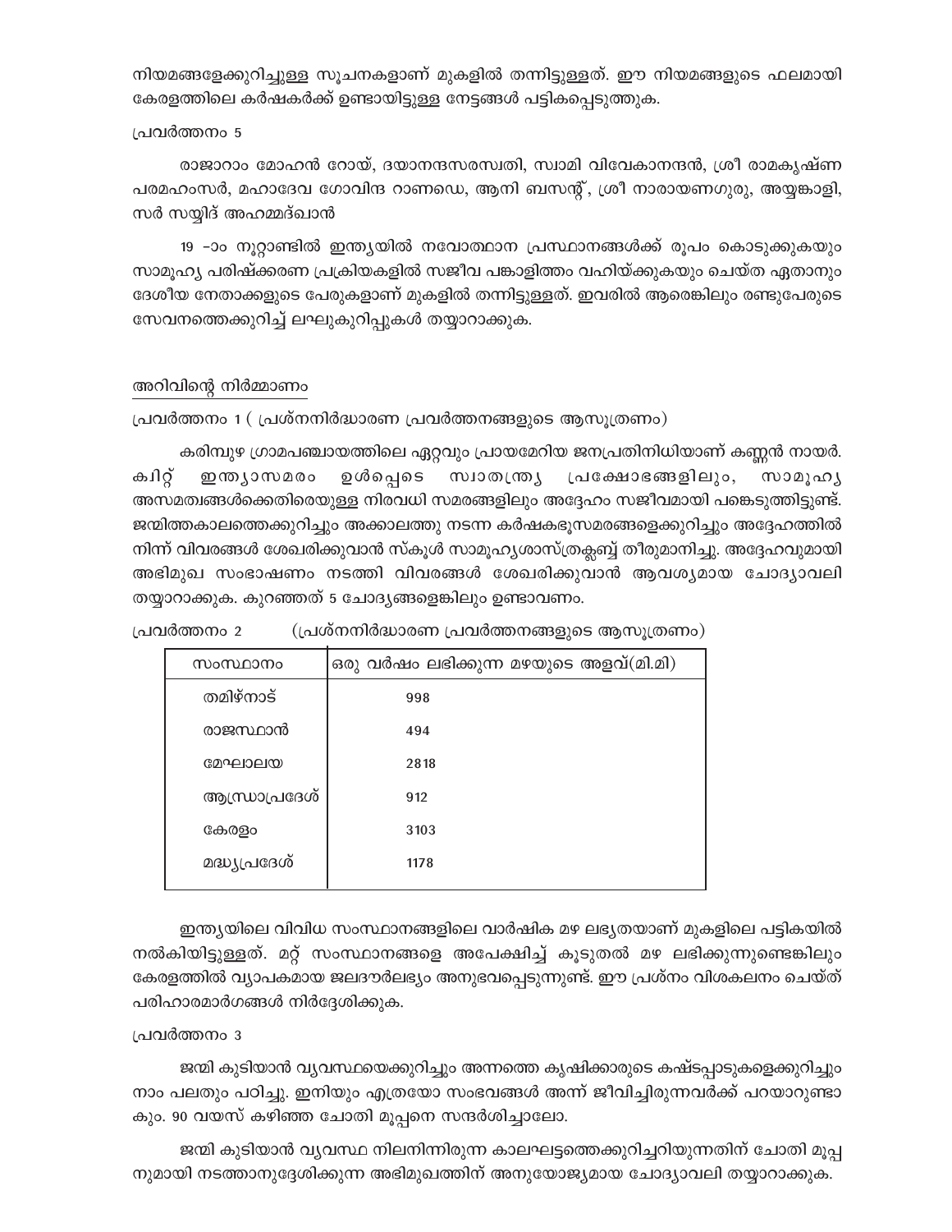നിയമങ്ങളേക്കുറിച്ചുള്ള സൂചനകളാണ് മുകളിൽ തന്നിട്ടുള്ളത്. ഈ നിയമങ്ങളുടെ ഫലമായി കേരളത്തിലെ കർഷകർക്ക് ഉണ്ടായിട്ടുള്ള നേട്ടങ്ങൾ പട്ടികപ്പെടുത്തുക.

പ്രവർത്തനം 5

രാജാറാം മോഹൻ റോയ്, ദയാനന്ദസരസ്വതി, സ്വാമി വിവേകാനന്ദൻ, ശ്രീ രാമകൃഷ്ണ പരമഹംസർ, മഹാദേവ ഗോവിന്ദ റാണഡെ, ആനി ബസന്റ്, ശ്രീ നാരായണഗുരു, അയ്യങ്കാളി, സർ സയ്യിദ് അഹമ്മദ്ഖാൻ

19 -ാം നൂറ്റാണ്ടിൽ ഇന്ത്യയിൽ നവോത്ഥാന പ്രസ്ഥാനങ്ങൾക്ക് രൂപം കൊടുക്കുകയും സാമൂഹ്യ പരിഷ്ക്കരണ പ്രക്രിയകളിൽ സജീവ പങ്കാളിത്തം വഹിയ്ക്കുകയും ചെയ്ത ഏതാനും ദേശീയ നേതാക്കളുടെ പേരുകളാണ് മുകളിൽ തന്നിട്ടുള്ളത്. ഇവരിൽ ആരെങ്കിലും രണ്ടുപേരുടെ സേവനത്തെക്കുറിച്ച് ലഘുകുറിപ്പുകൾ തയ്യാറാക്കുക.

## അറിവിന്റെ നിർമ്മാണം

പ്രവർത്തനം 1 ( പ്രശ്നനിർദ്ധാരണ പ്രവർത്തനങ്ങളുടെ ആസൂത്രണം)

കരിമ്പുഴ ഗ്രാമപഞ്ചായത്തിലെ ഏറ്റവും പ്രായമേറിയ ജനപ്രതിനിധിയാണ് കണ്ണൻ നായർ. ക്വിറ്റ് ഇന്ത്യാസമരം ഉൾപ്പെടെ സ്വാതന്ത്ര്യ പ്രക്ഷോഭങ്ങളിലും, സാമൂഹ്യ അസമത്വങ്ങൾക്കെതിരെയുള്ള നിരവധി സമരങ്ങളിലും അദ്ദേഹം സജീവമായി പങ്കെടുത്തിട്ടുണ്ട്. ജന്മിത്തകാലത്തെക്കുറിച്ചും അക്കാലത്തു നടന്ന കർഷകഭൂസമരങ്ങളെക്കുറിച്ചും അദ്ദേഹത്തിൽ നിന്ന് വിവരങ്ങൾ ശേഖരിക്കുവാൻ സ്കൂൾ സാമൂഹ്യശാസ്ത്രക്ലബ്ബ് തീരുമാനിച്ചു. അദ്ദേഹവുമായി അഭിമുഖ സംഭാഷണം നടത്തി വിവരങ്ങൾ ശേഖരിക്കുവാൻ ആവശ്യമായ ചോദ്യാവലി തയ്യാറാക്കുക. കുറഞ്ഞത് 5 ചോദ്യങ്ങളെങ്കിലും ഉണ്ടാവണം.

പ്രവർത്തനം 2 (പ്രശ്നനിർദ്ധാരണ പ്രവർത്തനങ്ങളുടെ ആസൂത്രണം)

| സംസ്ഥാനം | ഒരു വർഷം ലഭിക്കുന്ന മഴയുടെ അളവ്(മി.മി) |
|---|---|
| തമിഴ്നാട് | 998 |
| രാജസ്ഥാൻ | 494 |
| മേഘാലയ | 2818 |
| ആന്ധ്രാപ്രദേശ് | 912 |
| കേരളം | 3103 |
| മദ്ധ്യപ്രദേശ് | 1178 |

ഇന്ത്യയിലെ വിവിധ സംസ്ഥാനങ്ങളിലെ വാർഷിക മഴ ലഭ്യതയാണ് മുകളിലെ പട്ടികയിൽ നൽകിയിട്ടുള്ളത്. മറ്റ് സംസ്ഥാനങ്ങളെ അപേക്ഷിച്ച് കൂടുതൽ മഴ ലഭിക്കുന്നുണ്ടെങ്കിലും കേരളത്തിൽ വ്യാപകമായ ജലദൗർലഭ്യം അനുഭവപ്പെടുന്നുണ്ട്. ഈ പ്രശ്നം വിശകലനം ചെയ്ത് പരിഹാരമാർഗങ്ങൾ നിർദ്ദേശിക്കുക.

പ്രവർത്തനം 3

ജന്മി കുടിയാൻ വ്യവസ്ഥയെക്കുറിച്ചും അന്നത്തെ കൃഷിക്കാരുടെ കഷ്ടപ്പാടുകളെക്കുറിച്ചും നാം പലതും പഠിച്ചു. ഇനിയും എത്രയോ സംഭവങ്ങൾ അന്ന് ജീവിച്ചിരുന്നവർക്ക് പറയാറുണ്ടാകും. 90 വയസ് കഴിഞ്ഞ ചോതി മൂപ്പനെ സന്ദർശിച്ചാലോ.

ജന്മി കുടിയാൻ വ്യവസ്ഥ നിലനിന്നിരുന്ന കാലഘട്ടത്തെക്കുറിച്ചറിയുന്നതിന് ചോതി മൂപ്പനുമായി നടത്താനുദ്ദേശിക്കുന്ന അഭിമുഖത്തിന് അനുയോജ്യമായ ചോദ്യാവലി തയ്യാറാക്കുക.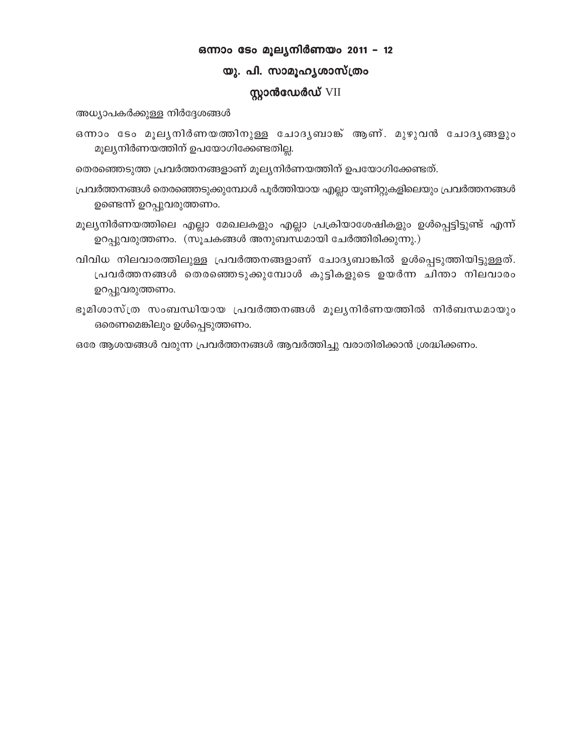# ഒന്നാം ടേം മൂല്യനിർണയം 2011 – 12

## യു. പി. സാമൂഹ്യശാസ്ത്രം

### സ്റ്റാൻഡേർഡ് VII

അധ്യാപകർക്കുള്ള നിർദ്ദേശങ്ങൾ

ഒന്നാം ടേം മൂല്യനിർണയത്തിനുള്ള ചോദ്യബാങ്ക് ആണ്. മുഴുവൻ ചോദ്യങ്ങളും മൂല്യനിർണയത്തിന് ഉപയോഗിക്കേണ്ടതില്ല.

തെരഞ്ഞെടുത്ത പ്രവർത്തനങ്ങളാണ് മൂല്യനിർണയത്തിന് ഉപയോഗിക്കേണ്ടത്.

പ്രവർത്തനങ്ങൾ തെരഞ്ഞെടുക്കുമ്പോൾ പൂർത്തിയായ എല്ലാ യൂണിറ്റുകളിലെയും പ്രവർത്തനങ്ങൾ ഉണ്ടെന്ന് ഉറപ്പുവരുത്തണം.

മൂല്യനിർണയത്തിലെ എല്ലാ മേഖലകളും എല്ലാ പ്രക്രിയാശേഷികളും ഉൾപ്പെട്ടിട്ടുണ്ട് എന്ന് ഉറപ്പുവരുത്തണം. (സൂചകങ്ങൾ അനുബന്ധമായി ചേർത്തിരിക്കുന്നു.)

വിവിധ നിലവാരത്തിലുള്ള പ്രവർത്തനങ്ങളാണ് ചോദ്യബാങ്കിൽ ഉൾപ്പെടുത്തിയിട്ടുള്ളത്. പ്രവർത്തനങ്ങൾ തെരഞ്ഞെടുക്കുമ്പോൾ കുട്ടികളുടെ ഉയർന്ന ചിന്താ നിലവാരം ഉറപ്പുവരുത്തണം.

ഭൂമിശാസ്ത്ര സംബന്ധിയായ പ്രവർത്തനങ്ങൾ മൂല്യനിർണയത്തിൽ നിർബന്ധമായും ഒരെണ്ണമെങ്കിലും ഉൾപ്പെടുത്തണം.

ഒരേ ആശയങ്ങൾ വരുന്ന പ്രവർത്തനങ്ങൾ ആവർത്തിച്ചു വരാതിരിക്കാൻ ശ്രദ്ധിക്കണം.